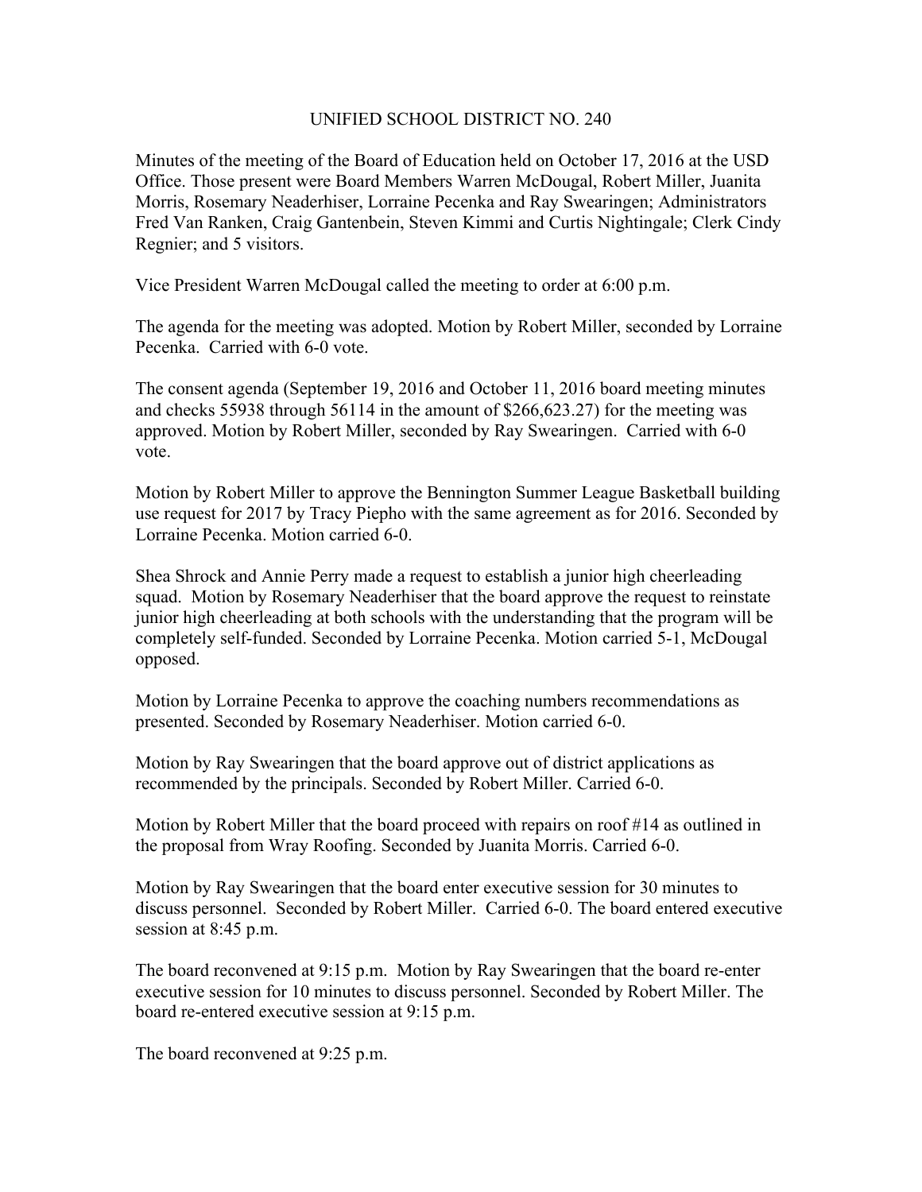# UNIFIED SCHOOL DISTRICT NO. 240

Minutes of the meeting of the Board of Education held on October 17, 2016 at the USD Office. Those present were Board Members Warren McDougal, Robert Miller, Juanita Morris, Rosemary Neaderhiser, Lorraine Pecenka and Ray Swearingen; Administrators Fred Van Ranken, Craig Gantenbein, Steven Kimmi and Curtis Nightingale; Clerk Cindy Regnier; and 5 visitors.

Vice President Warren McDougal called the meeting to order at 6:00 p.m.

The agenda for the meeting was adopted. Motion by Robert Miller, seconded by Lorraine Pecenka. Carried with 6-0 vote.

The consent agenda (September 19, 2016 and October 11, 2016 board meeting minutes and checks 55938 through 56114 in the amount of $266,623.27) for the meeting was approved. Motion by Robert Miller, seconded by Ray Swearingen. Carried with 6-0 vote.

Motion by Robert Miller to approve the Bennington Summer League Basketball building use request for 2017 by Tracy Piepho with the same agreement as for 2016. Seconded by Lorraine Pecenka. Motion carried 6-0.

Shea Shrock and Annie Perry made a request to establish a junior high cheerleading squad. Motion by Rosemary Neaderhiser that the board approve the request to reinstate junior high cheerleading at both schools with the understanding that the program will be completely self-funded. Seconded by Lorraine Pecenka. Motion carried 5-1, McDougal opposed.

Motion by Lorraine Pecenka to approve the coaching numbers recommendations as presented. Seconded by Rosemary Neaderhiser. Motion carried 6-0.

Motion by Ray Swearingen that the board approve out of district applications as recommended by the principals. Seconded by Robert Miller. Carried 6-0.

Motion by Robert Miller that the board proceed with repairs on roof #14 as outlined in the proposal from Wray Roofing. Seconded by Juanita Morris. Carried 6-0.

Motion by Ray Swearingen that the board enter executive session for 30 minutes to discuss personnel. Seconded by Robert Miller. Carried 6-0. The board entered executive session at 8:45 p.m.

The board reconvened at 9:15 p.m. Motion by Ray Swearingen that the board re-enter executive session for 10 minutes to discuss personnel. Seconded by Robert Miller. The board re-entered executive session at 9:15 p.m.

The board reconvened at 9:25 p.m.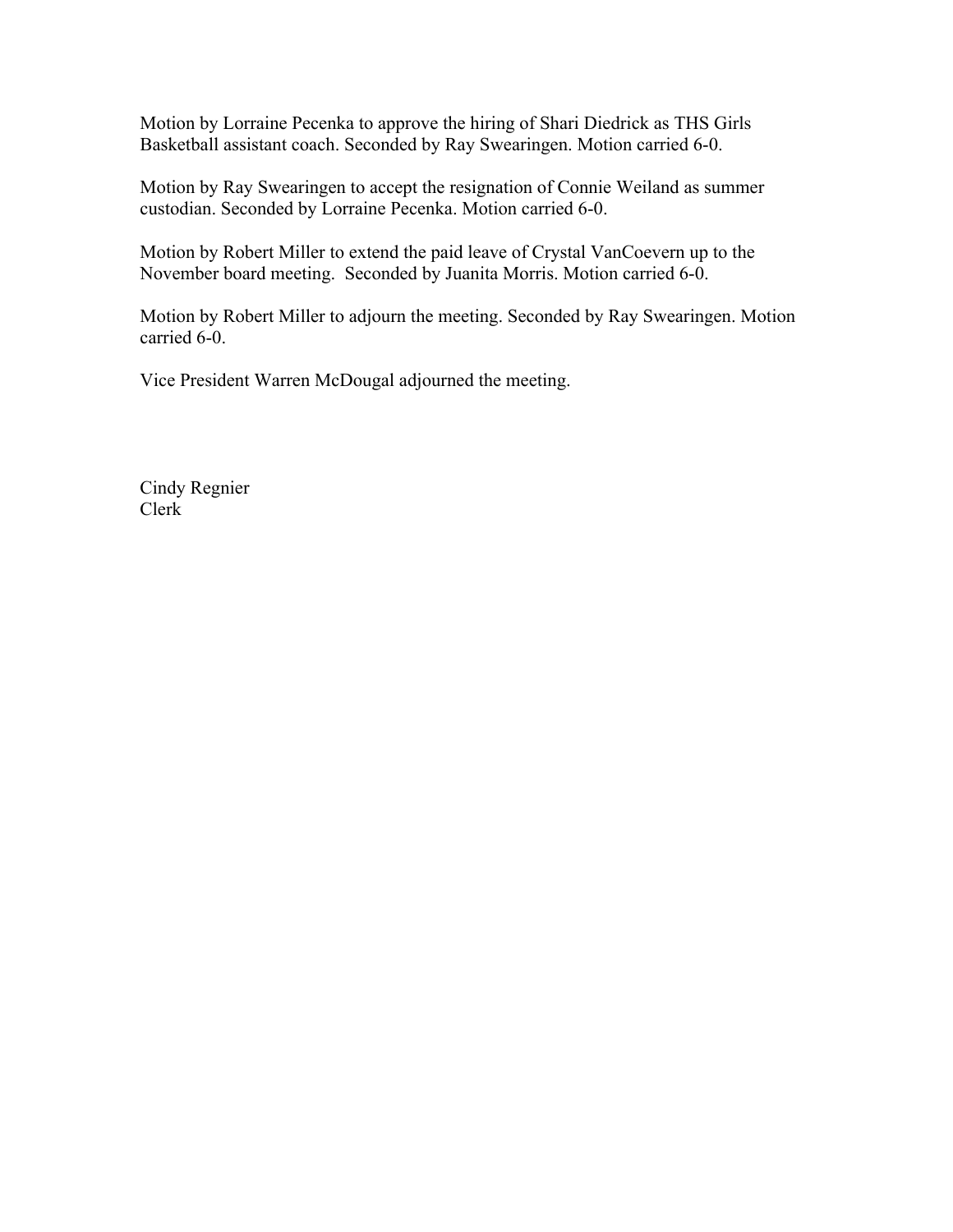Motion by Lorraine Pecenka to approve the hiring of Shari Diedrick as THS Girls Basketball assistant coach. Seconded by Ray Swearingen. Motion carried 6-0.

Motion by Ray Swearingen to accept the resignation of Connie Weiland as summer custodian. Seconded by Lorraine Pecenka. Motion carried 6-0.

Motion by Robert Miller to extend the paid leave of Crystal VanCoevern up to the November board meeting. Seconded by Juanita Morris. Motion carried 6-0.

Motion by Robert Miller to adjourn the meeting. Seconded by Ray Swearingen. Motion carried 6-0.

Vice President Warren McDougal adjourned the meeting.

Cindy Regnier
Clerk